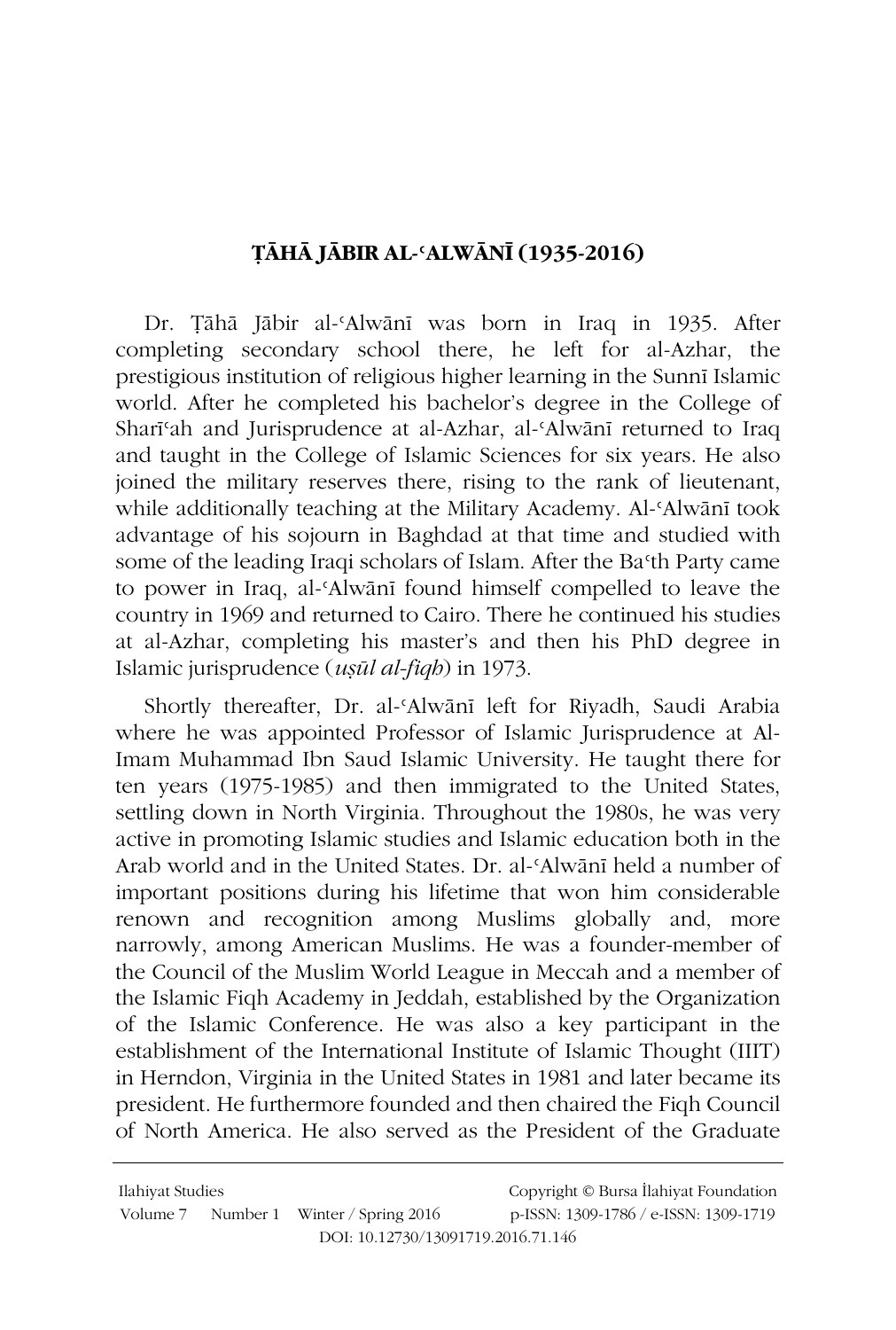# ṬĀHĀ JĀBIR AL-ʿALWĀNĪ (1935-2016)

Dr. Ṭāhā Jābir al-ʿAlwānī was born in Iraq in 1935. After completing secondary school there, he left for al-Azhar, the prestigious institution of religious higher learning in the Sunnī Islamic world. After he completed his bachelor's degree in the College of Sharīʿah and Jurisprudence at al-Azhar, al-ʿAlwānī returned to Iraq and taught in the College of Islamic Sciences for six years. He also joined the military reserves there, rising to the rank of lieutenant, while additionally teaching at the Military Academy. Al-ʿAlwānī took advantage of his sojourn in Baghdad at that time and studied with some of the leading Iraqi scholars of Islam. After the Baʿth Party came to power in Iraq, al-ʿAlwānī found himself compelled to leave the country in 1969 and returned to Cairo. There he continued his studies at al-Azhar, completing his master's and then his PhD degree in Islamic jurisprudence (*uṣūl al-fiqh*) in 1973.

Shortly thereafter, Dr. al-ʿAlwānī left for Riyadh, Saudi Arabia where he was appointed Professor of Islamic Jurisprudence at Al-Imam Muhammad Ibn Saud Islamic University. He taught there for ten years (1975-1985) and then immigrated to the United States, settling down in North Virginia. Throughout the 1980s, he was very active in promoting Islamic studies and Islamic education both in the Arab world and in the United States. Dr. al-ʿAlwānī held a number of important positions during his lifetime that won him considerable renown and recognition among Muslims globally and, more narrowly, among American Muslims. He was a founder-member of the Council of the Muslim World League in Meccah and a member of the Islamic Fiqh Academy in Jeddah, established by the Organization of the Islamic Conference. He was also a key participant in the establishment of the International Institute of Islamic Thought (IIIT) in Herndon, Virginia in the United States in 1981 and later became its president. He furthermore founded and then chaired the Fiqh Council of North America. He also served as the President of the Graduate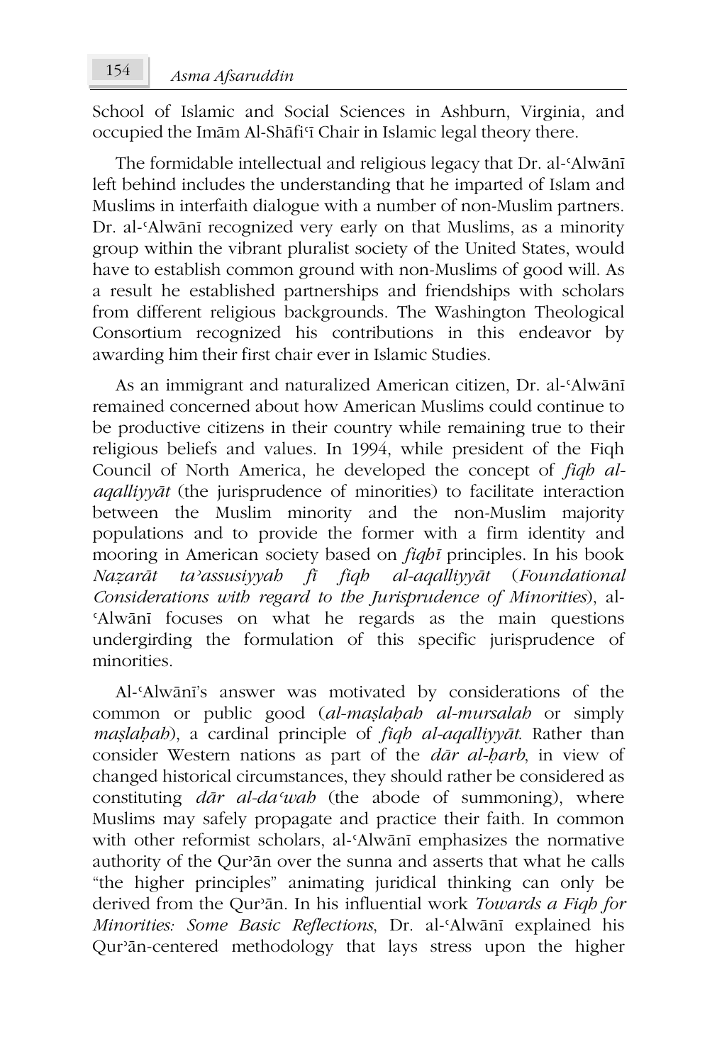School of Islamic and Social Sciences in Ashburn, Virginia, and occupied the Imām Al-Shāfiʿī Chair in Islamic legal theory there.

The formidable intellectual and religious legacy that Dr. al-ʿAlwānī left behind includes the understanding that he imparted of Islam and Muslims in interfaith dialogue with a number of non-Muslim partners. Dr. al-ʿAlwānī recognized very early on that Muslims, as a minority group within the vibrant pluralist society of the United States, would have to establish common ground with non-Muslims of good will. As a result he established partnerships and friendships with scholars from different religious backgrounds. The Washington Theological Consortium recognized his contributions in this endeavor by awarding him their first chair ever in Islamic Studies.

As an immigrant and naturalized American citizen, Dr. al-ʿAlwānī remained concerned about how American Muslims could continue to be productive citizens in their country while remaining true to their religious beliefs and values. In 1994, while president of the Fiqh Council of North America, he developed the concept of *fiqh al-aqalliyyāt* (the jurisprudence of minorities) to facilitate interaction between the Muslim minority and the non-Muslim majority populations and to provide the former with a firm identity and mooring in American society based on *fiqhī* principles. In his book *Naẓarāt taʾassusiyyah fī fiqh al-aqalliyyāt* (*Foundational Considerations with regard to the Jurisprudence of Minorities*), al-ʿAlwānī focuses on what he regards as the main questions undergirding the formulation of this specific jurisprudence of minorities.

Al-ʿAlwānī's answer was motivated by considerations of the common or public good (*al-maṣlaḥah al-mursalah* or simply *maṣlaḥah*), a cardinal principle of *fiqh al-aqalliyyāt*. Rather than consider Western nations as part of the *dār al-ḥarb*, in view of changed historical circumstances, they should rather be considered as constituting *dār al-daʿwah* (the abode of summoning), where Muslims may safely propagate and practice their faith. In common with other reformist scholars, al-ʿAlwānī emphasizes the normative authority of the Qurʾān over the sunna and asserts that what he calls "the higher principles" animating juridical thinking can only be derived from the Qurʾān. In his influential work *Towards a Fiqh for Minorities: Some Basic Reflections*, Dr. al-ʿAlwānī explained his Qurʾān-centered methodology that lays stress upon the higher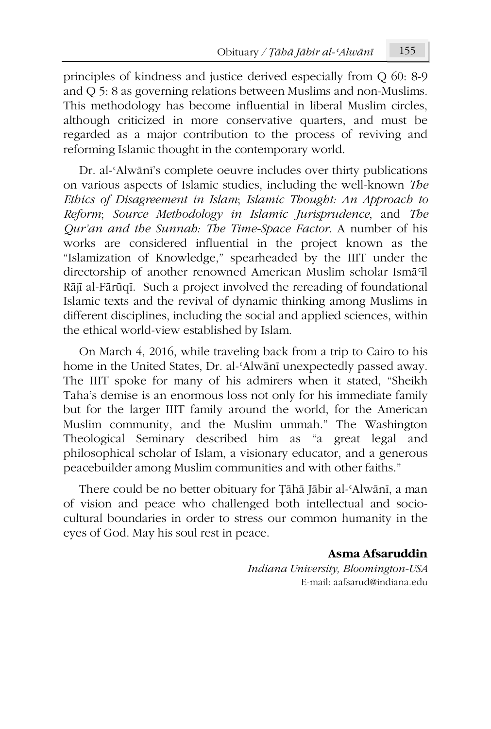principles of kindness and justice derived especially from Q 60: 8-9 and Q 5: 8 as governing relations between Muslims and non-Muslims. This methodology has become influential in liberal Muslim circles, although criticized in more conservative quarters, and must be regarded as a major contribution to the process of reviving and reforming Islamic thought in the contemporary world.

Dr. al-ʿAlwānī's complete oeuvre includes over thirty publications on various aspects of Islamic studies, including the well-known *The Ethics of Disagreement in Islam*; *Islamic Thought: An Approach to Reform*; *Source Methodology in Islamic Jurisprudence*, and *The Qur'an and the Sunnah: The Time-Space Factor*. A number of his works are considered influential in the project known as the "Islamization of Knowledge," spearheaded by the IIIT under the directorship of another renowned American Muslim scholar Ismāʿīl Rājī al-Fārūqī. Such a project involved the rereading of foundational Islamic texts and the revival of dynamic thinking among Muslims in different disciplines, including the social and applied sciences, within the ethical world-view established by Islam.

On March 4, 2016, while traveling back from a trip to Cairo to his home in the United States, Dr. al-ʿAlwānī unexpectedly passed away. The IIIT spoke for many of his admirers when it stated, "Sheikh Taha's demise is an enormous loss not only for his immediate family but for the larger IIIT family around the world, for the American Muslim community, and the Muslim ummah." The Washington Theological Seminary described him as "a great legal and philosophical scholar of Islam, a visionary educator, and a generous peacebuilder among Muslim communities and with other faiths."

There could be no better obituary for Ṭāhā Jābir al-ʿAlwānī, a man of vision and peace who challenged both intellectual and socio-cultural boundaries in order to stress our common humanity in the eyes of God. May his soul rest in peace.

**Asma Afsaruddin**
*Indiana University, Bloomington-USA*
E-mail: aafsarud@indiana.edu